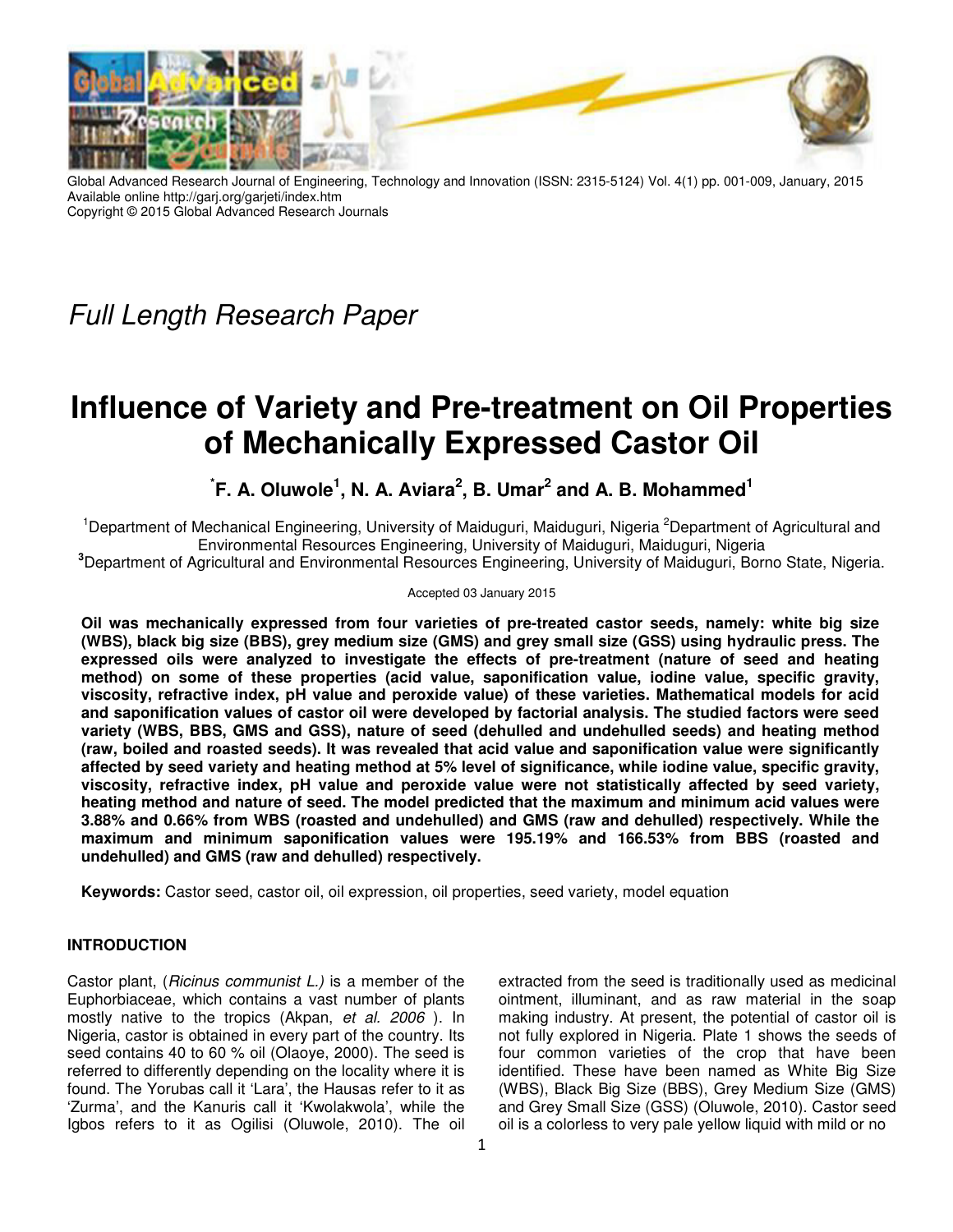Global Advanced Research Journal of Engineering, Technology and Innovation (ISSN: 2315-5124) Vol. 4(1) pp. 001-009, January, 2015
Available online http://garj.org/garjeti/index.htm
Copyright © 2015 Global Advanced Research Journals

*Full Length Research Paper*

# Influence of Variety and Pre-treatment on Oil Properties of Mechanically Expressed Castor Oil

**[*]F. A. Oluwole[1], N. A. Aviara[2], B. Umar[2] and A. B. Mohammed[1]**

[1]Department of Mechanical Engineering, University of Maiduguri, Maiduguri, Nigeria [2]Department of Agricultural and Environmental Resources Engineering, University of Maiduguri, Maiduguri, Nigeria
[3]Department of Agricultural and Environmental Resources Engineering, University of Maiduguri, Borno State, Nigeria.

Accepted 03 January 2015

**Oil was mechanically expressed from four varieties of pre-treated castor seeds, namely: white big size (WBS), black big size (BBS), grey medium size (GMS) and grey small size (GSS) using hydraulic press. The expressed oils were analyzed to investigate the effects of pre-treatment (nature of seed and heating method) on some of these properties (acid value, saponification value, iodine value, specific gravity, viscosity, refractive index, pH value and peroxide value) of these varieties. Mathematical models for acid and saponification values of castor oil were developed by factorial analysis. The studied factors were seed variety (WBS, BBS, GMS and GSS), nature of seed (dehulled and undehulled seeds) and heating method (raw, boiled and roasted seeds). It was revealed that acid value and saponification value were significantly affected by seed variety and heating method at 5% level of significance, while iodine value, specific gravity, viscosity, refractive index, pH value and peroxide value were not statistically affected by seed variety, heating method and nature of seed. The model predicted that the maximum and minimum acid values were 3.88% and 0.66% from WBS (roasted and undehulled) and GMS (raw and dehulled) respectively. While the maximum and minimum saponification values were 195.19% and 166.53% from BBS (roasted and undehulled) and GMS (raw and dehulled) respectively.**

**Keywords:** Castor seed, castor oil, oil expression, oil properties, seed variety, model equation

## INTRODUCTION

Castor plant, (*Ricinus communist L.)* is a member of the Euphorbiaceae, which contains a vast number of plants mostly native to the tropics (Akpan, *et al. 2006* ). In Nigeria, castor is obtained in every part of the country. Its seed contains 40 to 60 % oil (Olaoye, 2000). The seed is referred to differently depending on the locality where it is found. The Yorubas call it 'Lara', the Hausas refer to it as 'Zurma', and the Kanuris call it 'Kwolakwola', while the Igbos refers to it as Ogilisi (Oluwole, 2010). The oil extracted from the seed is traditionally used as medicinal ointment, illuminant, and as raw material in the soap making industry. At present, the potential of castor oil is not fully explored in Nigeria. Plate 1 shows the seeds of four common varieties of the crop that have been identified. These have been named as White Big Size (WBS), Black Big Size (BBS), Grey Medium Size (GMS) and Grey Small Size (GSS) (Oluwole, 2010). Castor seed oil is a colorless to very pale yellow liquid with mild or no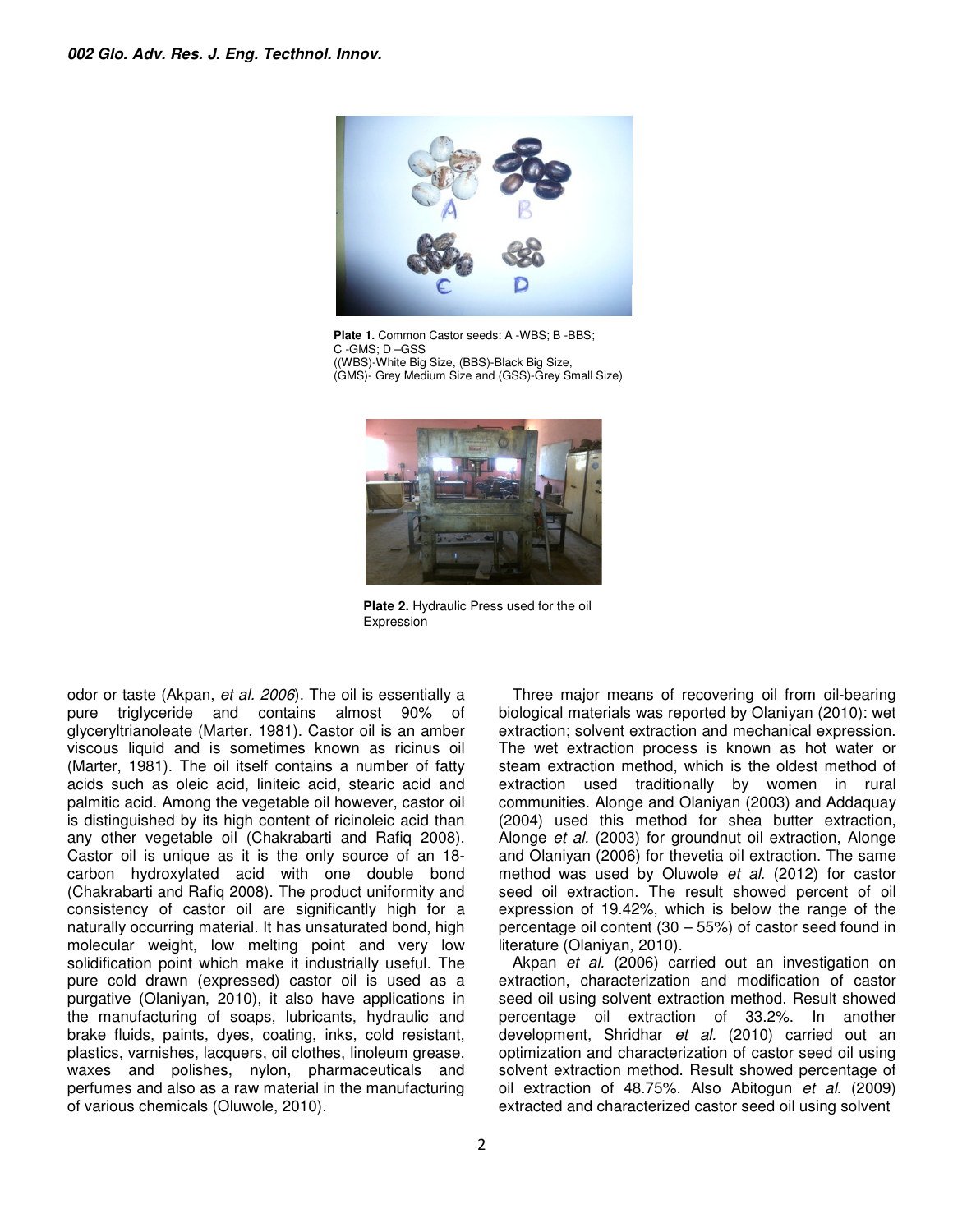**Plate 1.** Common Castor seeds: A -WBS; B -BBS; C -GMS; D –GSS
((WBS)-White Big Size, (BBS)-Black Big Size, (GMS)- Grey Medium Size and (GSS)-Grey Small Size)

**Plate 2.** Hydraulic Press used for the oil Expression

odor or taste (Akpan, *et al. 2006*). The oil is essentially a pure triglyceride and contains almost 90% of glyceryltrianoleate (Marter, 1981). Castor oil is an amber viscous liquid and is sometimes known as ricinus oil (Marter, 1981). The oil itself contains a number of fatty acids such as oleic acid, liniteic acid, stearic acid and palmitic acid. Among the vegetable oil however, castor oil is distinguished by its high content of ricinoleic acid than any other vegetable oil (Chakrabarti and Rafiq 2008). Castor oil is unique as it is the only source of an 18-carbon hydroxylated acid with one double bond (Chakrabarti and Rafiq 2008). The product uniformity and consistency of castor oil are significantly high for a naturally occurring material. It has unsaturated bond, high molecular weight, low melting point and very low solidification point which make it industrially useful. The pure cold drawn (expressed) castor oil is used as a purgative (Olaniyan, 2010), it also have applications in the manufacturing of soaps, lubricants, hydraulic and brake fluids, paints, dyes, coating, inks, cold resistant, plastics, varnishes, lacquers, oil clothes, linoleum grease, waxes and polishes, nylon, pharmaceuticals and perfumes and also as a raw material in the manufacturing of various chemicals (Oluwole, 2010).

Three major means of recovering oil from oil-bearing biological materials was reported by Olaniyan (2010): wet extraction; solvent extraction and mechanical expression. The wet extraction process is known as hot water or steam extraction method, which is the oldest method of extraction used traditionally by women in rural communities. Alonge and Olaniyan (2003) and Addaquay (2004) used this method for shea butter extraction, Alonge *et al.* (2003) for groundnut oil extraction, Alonge and Olaniyan (2006) for thevetia oil extraction. The same method was used by Oluwole *et al.* (2012) for castor seed oil extraction. The result showed percent of oil expression of 19.42%, which is below the range of the percentage oil content (30 – 55%) of castor seed found in literature (Olaniyan*,* 2010).

Akpan *et al.* (2006) carried out an investigation on extraction, characterization and modification of castor seed oil using solvent extraction method. Result showed percentage oil extraction of 33.2%. In another development, Shridhar *et al.* (2010) carried out an optimization and characterization of castor seed oil using solvent extraction method. Result showed percentage of oil extraction of 48.75%. Also Abitogun *et al.* (2009) extracted and characterized castor seed oil using solvent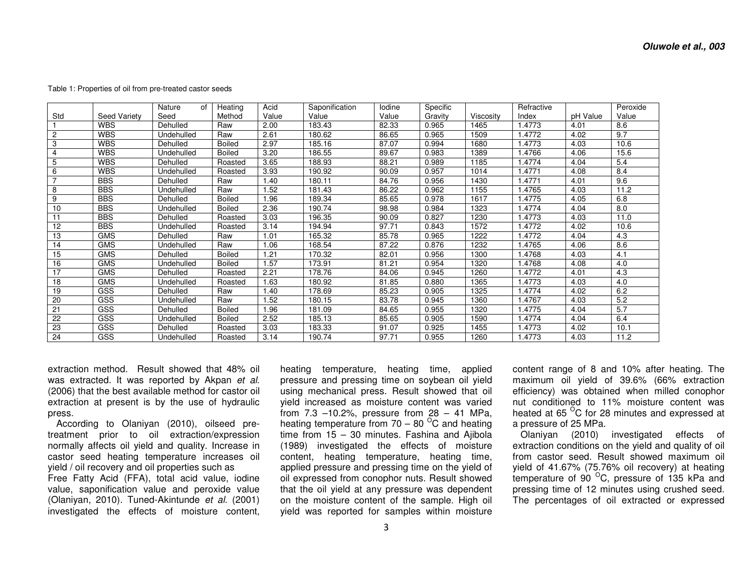Table 1: Properties of oil from pre-treated castor seeds

| Std | Seed Variety | Nature of Seed | Heating Method | Acid Value | Saponification Value | Iodine Value | Specific Gravity | Viscosity | Refractive Index | pH Value | Peroxide Value |
|---|---|---|---|---|---|---|---|---|---|---|---|
| 1 | WBS | Dehulled | Raw | 2.00 | 183.43 | 82.33 | 0.965 | 1465 | 1.4773 | 4.01 | 8.6 |
| 2 | WBS | Undehulled | Raw | 2.61 | 180.62 | 86.65 | 0.965 | 1509 | 1.4772 | 4.02 | 9.7 |
| 3 | WBS | Dehulled | Boiled | 2.97 | 185.16 | 87.07 | 0.994 | 1680 | 1.4773 | 4.03 | 10.6 |
| 4 | WBS | Undehulled | Boiled | 3.20 | 186.55 | 89.67 | 0.983 | 1389 | 1.4766 | 4.06 | 15.6 |
| 5 | WBS | Dehulled | Roasted | 3.65 | 188.93 | 88.21 | 0.989 | 1185 | 1.4774 | 4.04 | 5.4 |
| 6 | WBS | Undehulled | Roasted | 3.93 | 190.92 | 90.09 | 0.957 | 1014 | 1.4771 | 4.08 | 8.4 |
| 7 | BBS | Dehulled | Raw | 1.40 | 180.11 | 84.76 | 0.956 | 1430 | 1.4771 | 4.01 | 9.6 |
| 8 | BBS | Undehulled | Raw | 1.52 | 181.43 | 86.22 | 0.962 | 1155 | 1.4765 | 4.03 | 11.2 |
| 9 | BBS | Dehulled | Boiled | 1.96 | 189.34 | 85.65 | 0.978 | 1617 | 1.4775 | 4.05 | 6.8 |
| 10 | BBS | Undehulled | Boiled | 2.36 | 190.74 | 98.98 | 0.984 | 1323 | 1.4774 | 4.04 | 8.0 |
| 11 | BBS | Dehulled | Roasted | 3.03 | 196.35 | 90.09 | 0.827 | 1230 | 1.4773 | 4.03 | 11.0 |
| 12 | BBS | Undehulled | Roasted | 3.14 | 194.94 | 97.71 | 0.843 | 1572 | 1.4772 | 4.02 | 10.6 |
| 13 | GMS | Dehulled | Raw | 1.01 | 165.32 | 85.78 | 0.965 | 1222 | 1.4772 | 4.04 | 4.3 |
| 14 | GMS | Undehulled | Raw | 1.06 | 168.54 | 87.22 | 0.876 | 1232 | 1.4765 | 4.06 | 8.6 |
| 15 | GMS | Dehulled | Boiled | 1.21 | 170.32 | 82.01 | 0.956 | 1300 | 1.4768 | 4.03 | 4.1 |
| 16 | GMS | Undehulled | Boiled | 1.57 | 173.91 | 81.21 | 0.954 | 1320 | 1.4768 | 4.08 | 4.0 |
| 17 | GMS | Dehulled | Roasted | 2.21 | 178.76 | 84.06 | 0.945 | 1260 | 1.4772 | 4.01 | 4.3 |
| 18 | GMS | Undehulled | Roasted | 1.63 | 180.92 | 81.85 | 0.880 | 1365 | 1.4773 | 4.03 | 4.0 |
| 19 | GSS | Dehulled | Raw | 1.40 | 178.69 | 85.23 | 0.905 | 1325 | 1.4774 | 4.02 | 6.2 |
| 20 | GSS | Undehulled | Raw | 1.52 | 180.15 | 83.78 | 0.945 | 1360 | 1.4767 | 4.03 | 5.2 |
| 21 | GSS | Dehulled | Boiled | 1.96 | 181.09 | 84.65 | 0.955 | 1320 | 1.4775 | 4.04 | 5.7 |
| 22 | GSS | Undehulled | Boiled | 2.52 | 185.13 | 85.65 | 0.905 | 1590 | 1.4774 | 4.04 | 6.4 |
| 23 | GSS | Dehulled | Roasted | 3.03 | 183.33 | 91.07 | 0.925 | 1455 | 1.4773 | 4.02 | 10.1 |
| 24 | GSS | Undehulled | Roasted | 3.14 | 190.74 | 97.71 | 0.955 | 1260 | 1.4773 | 4.03 | 11.2 |

extraction method. Result showed that 48% oil was extracted. It was reported by Akpan *et al.* (2006) that the best available method for castor oil extraction at present is by the use of hydraulic press.

According to Olaniyan (2010), oilseed pre-treatment prior to oil extraction/expression normally affects oil yield and quality. Increase in castor seed heating temperature increases oil yield / oil recovery and oil properties such as Free Fatty Acid (FFA), total acid value, iodine value, saponification value and peroxide value (Olaniyan, 2010). Tuned-Akintunde *et al.* (2001) investigated the effects of moisture content, heating temperature, heating time, applied pressure and pressing time on soybean oil yield using mechanical press. Result showed that oil yield increased as moisture content was varied from 7.3 –10.2%, pressure from 28 – 41 MPa, heating temperature from 70 – 80 $^{o}$C and heating time from 15 – 30 minutes. Fashina and Ajibola (1989) investigated the effects of moisture content, heating temperature, heating time, applied pressure and pressing time on the yield of oil expressed from conophor nuts. Result showed that the oil yield at any pressure was dependent on the moisture content of the sample. High oil yield was reported for samples within moisture content range of 8 and 10% after heating. The maximum oil yield of 39.6% (66% extraction efficiency) was obtained when milled conophor nut conditioned to 11% moisture content was heated at 65 $^{O}$C for 28 minutes and expressed at a pressure of 25 MPa.

Olaniyan (2010) investigated effects of extraction conditions on the yield and quality of oil from castor seed. Result showed maximum oil yield of 41.67% (75.76% oil recovery) at heating temperature of 90 $^{O}$C, pressure of 135 kPa and pressing time of 12 minutes using crushed seed. The percentages of oil extracted or expressed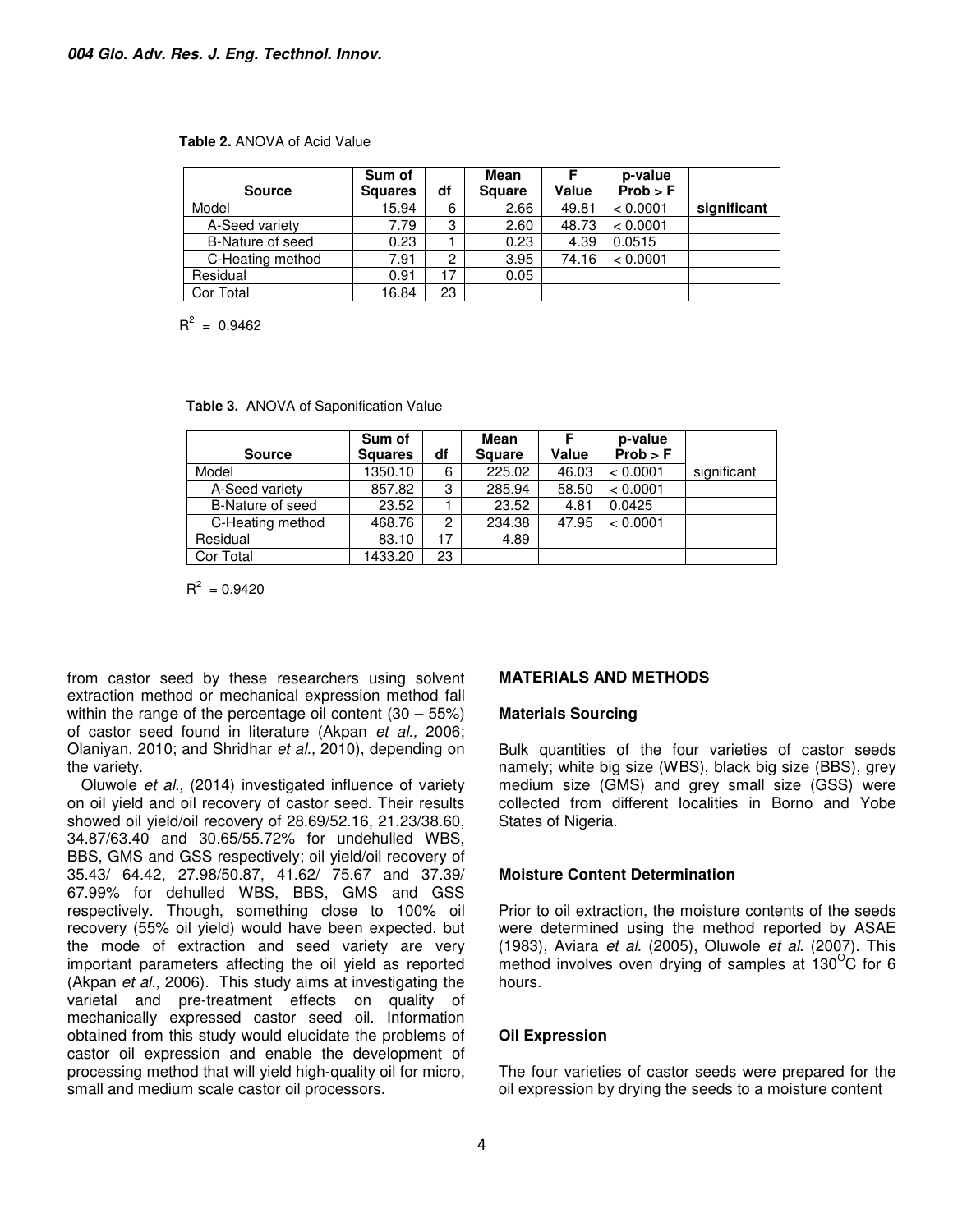**Table 2.** ANOVA of Acid Value

| Source | Sum of Squares | df | Mean Square | F Value | p-value Prob > F | |
|---|---|---|---|---|---|---|
| Model | 15.94 | 6 | 2.66 | 49.81 | < 0.0001 | **significant** |
| A-Seed variety | 7.79 | 3 | 2.60 | 48.73 | < 0.0001 | |
| B-Nature of seed | 0.23 | 1 | 0.23 | 4.39 | 0.0515 | |
| C-Heating method | 7.91 | 2 | 3.95 | 74.16 | < 0.0001 | |
| Residual | 0.91 | 17 | 0.05 | | | |
| Cor Total | 16.84 | 23 | | | | |

$R^2 = 0.9462$

**Table 3.** ANOVA of Saponification Value

| Source | Sum of Squares | df | Mean Square | F Value | p-value Prob > F | |
|---|---|---|---|---|---|---|
| Model | 1350.10 | 6 | 225.02 | 46.03 | < 0.0001 | significant |
| A-Seed variety | 857.82 | 3 | 285.94 | 58.50 | < 0.0001 | |
| B-Nature of seed | 23.52 | 1 | 23.52 | 4.81 | 0.0425 | |
| C-Heating method | 468.76 | 2 | 234.38 | 47.95 | < 0.0001 | |
| Residual | 83.10 | 17 | 4.89 | | | |
| Cor Total | 1433.20 | 23 | | | | |

$R^2 = 0.9420$

from castor seed by these researchers using solvent extraction method or mechanical expression method fall within the range of the percentage oil content (30 – 55%) of castor seed found in literature (Akpan *et al.,* 2006; Olaniyan, 2010; and Shridhar *et al.,* 2010), depending on the variety.

Oluwole *et al.,* (2014) investigated influence of variety on oil yield and oil recovery of castor seed. Their results showed oil yield/oil recovery of 28.69/52.16, 21.23/38.60, 34.87/63.40 and 30.65/55.72% for undehulled WBS, BBS, GMS and GSS respectively; oil yield/oil recovery of 35.43/ 64.42, 27.98/50.87, 41.62/ 75.67 and 37.39/ 67.99% for dehulled WBS, BBS, GMS and GSS respectively. Though, something close to 100% oil recovery (55% oil yield) would have been expected, but the mode of extraction and seed variety are very important parameters affecting the oil yield as reported (Akpan *et al.,* 2006). This study aims at investigating the varietal and pre-treatment effects on quality of mechanically expressed castor seed oil. Information obtained from this study would elucidate the problems of castor oil expression and enable the development of processing method that will yield high-quality oil for micro, small and medium scale castor oil processors.

## MATERIALS AND METHODS

### Materials Sourcing

Bulk quantities of the four varieties of castor seeds namely; white big size (WBS), black big size (BBS), grey medium size (GMS) and grey small size (GSS) were collected from different localities in Borno and Yobe States of Nigeria.

### Moisture Content Determination

Prior to oil extraction, the moisture contents of the seeds were determined using the method reported by ASAE (1983), Aviara *et al.* (2005), Oluwole *et al.* (2007). This method involves oven drying of samples at 130$^{O}$C for 6 hours.

### Oil Expression

The four varieties of castor seeds were prepared for the oil expression by drying the seeds to a moisture content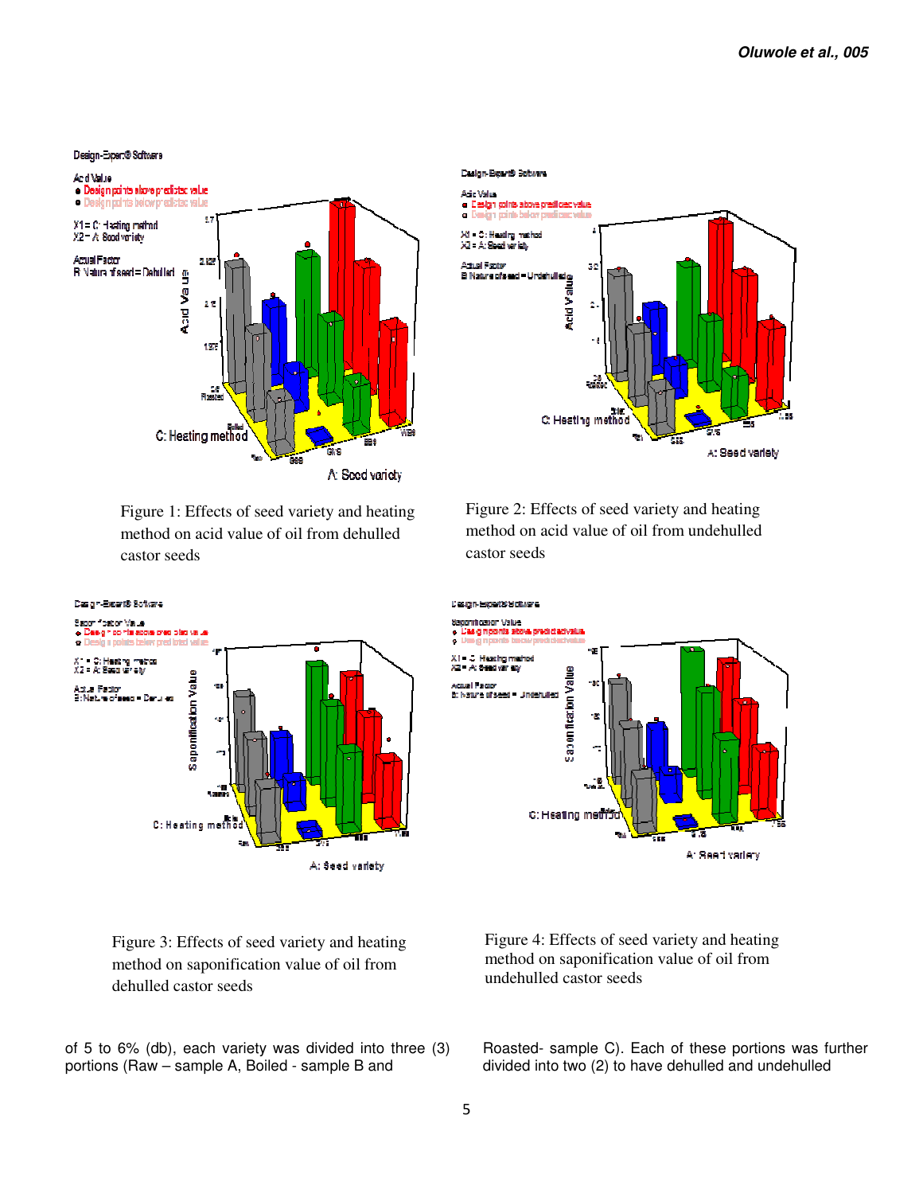Figure 1: Effects of seed variety and heating method on acid value of oil from dehulled castor seeds

Figure 2: Effects of seed variety and heating method on acid value of oil from undehulled castor seeds

Figure 3: Effects of seed variety and heating method on saponification value of oil from dehulled castor seeds

Figure 4: Effects of seed variety and heating method on saponification value of oil from undehulled castor seeds

of 5 to 6% (db), each variety was divided into three (3) portions (Raw – sample A, Boiled - sample B and Roasted- sample C). Each of these portions was further divided into two (2) to have dehulled and undehulled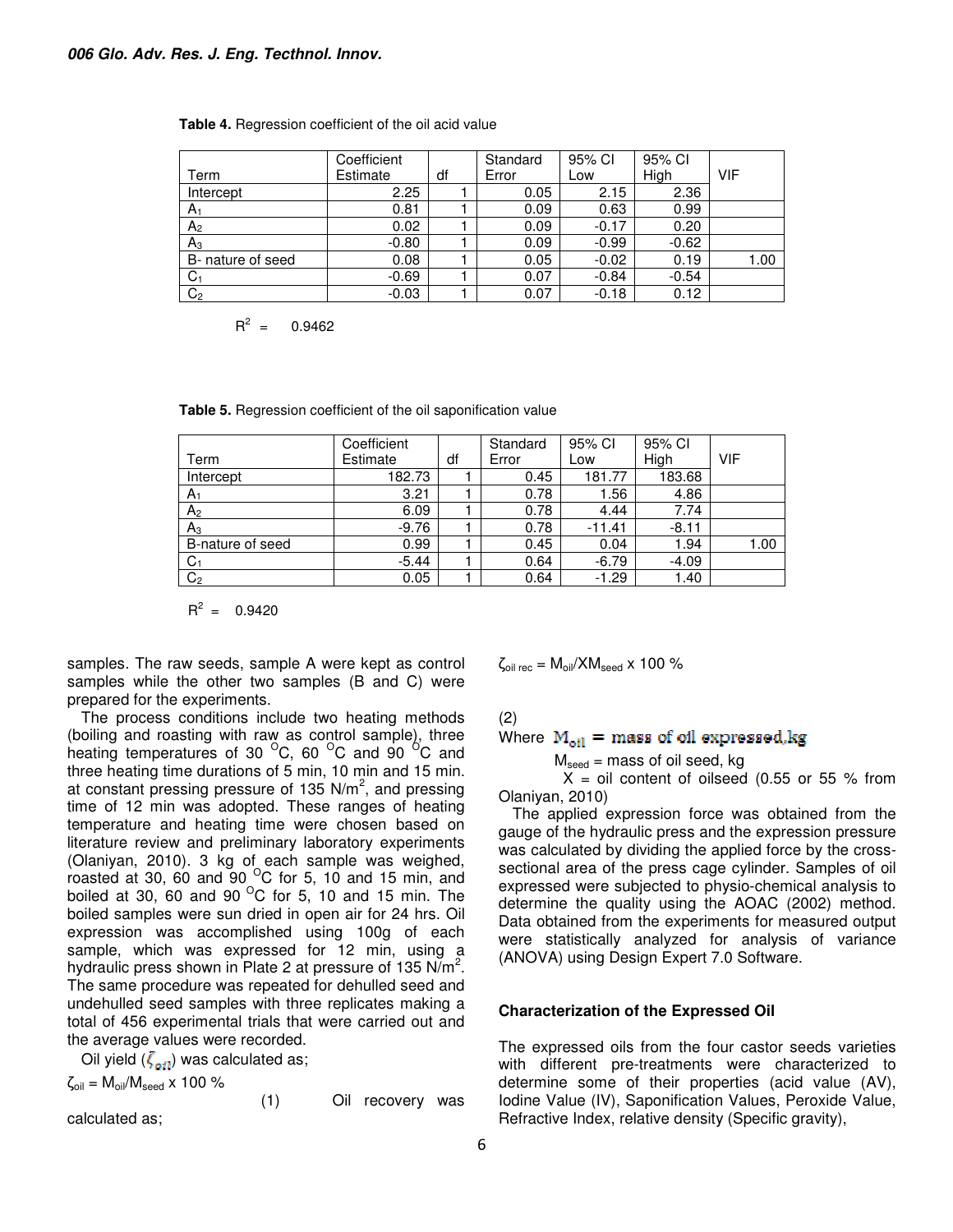**Table 4.** Regression coefficient of the oil acid value

| Term | Coefficient Estimate | df | Standard Error | 95% CI Low | 95% CI High | VIF |
|---|---|---|---|---|---|---|
| Intercept | 2.25 | 1 | 0.05 | 2.15 | 2.36 | |
| $A_1$ | 0.81 | 1 | 0.09 | 0.63 | 0.99 | |
| $A_2$ | 0.02 | 1 | 0.09 | -0.17 | 0.20 | |
| $A_3$ | -0.80 | 1 | 0.09 | -0.99 | -0.62 | |
| B- nature of seed | 0.08 | 1 | 0.05 | -0.02 | 0.19 | 1.00 |
| $C_1$ | -0.69 | 1 | 0.07 | -0.84 | -0.54 | |
| $C_2$ | -0.03 | 1 | 0.07 | -0.18 | 0.12 | |

$R^2$ = 0.9462

**Table 5.** Regression coefficient of the oil saponification value

| Term | Coefficient Estimate | df | Standard Error | 95% CI Low | 95% CI High | VIF |
|---|---|---|---|---|---|---|
| Intercept | 182.73 | 1 | 0.45 | 181.77 | 183.68 | |
| $A_1$ | 3.21 | 1 | 0.78 | 1.56 | 4.86 | |
| $A_2$ | 6.09 | 1 | 0.78 | 4.44 | 7.74 | |
| $A_3$ | -9.76 | 1 | 0.78 | -11.41 | -8.11 | |
| B-nature of seed | 0.99 | 1 | 0.45 | 0.04 | 1.94 | 1.00 |
| $C_1$ | -5.44 | 1 | 0.64 | -6.79 | -4.09 | |
| $C_2$ | 0.05 | 1 | 0.64 | -1.29 | 1.40 | |

$R^2$ = 0.9420

samples. The raw seeds, sample A were kept as control samples while the other two samples (B and C) were prepared for the experiments.

The process conditions include two heating methods (boiling and roasting with raw as control sample), three heating temperatures of 30 $^{O}$C, 60 $^{O}$C and 90 $^{O}$C and three heating time durations of 5 min, 10 min and 15 min. at constant pressing pressure of 135 N/m$^2$, and pressing time of 12 min was adopted. These ranges of heating temperature and heating time were chosen based on literature review and preliminary laboratory experiments (Olaniyan, 2010). 3 kg of each sample was weighed, roasted at 30, 60 and 90 $^{O}$C for 5, 10 and 15 min, and boiled at 30, 60 and 90 $^{O}$C for 5, 10 and 15 min. The boiled samples were sun dried in open air for 24 hrs. Oil expression was accomplished using 100g of each sample, which was expressed for 12 min, using a hydraulic press shown in Plate 2 at pressure of 135 N/m$^2$. The same procedure was repeated for dehulled seed and undehulled seed samples with three replicates making a total of 456 experimental trials that were carried out and the average values were recorded.

Oil yield ($\zeta_{oil}$) was calculated as;

$$\zeta_{oil} = M_{oil}/M_{seed} \times 100\ \% \qquad (1)$$

Oil recovery was calculated as;

$$\zeta_{oil\ rec} = M_{oil}/XM_{seed} \times 100\ \% \qquad (2)$$

Where $M_{oil}$ = mass of oil expressed, kg

$M_{seed}$ = mass of oil seed, kg

X = oil content of oilseed (0.55 or 55 % from Olaniyan, 2010)

The applied expression force was obtained from the gauge of the hydraulic press and the expression pressure was calculated by dividing the applied force by the cross-sectional area of the press cage cylinder. Samples of oil expressed were subjected to physio-chemical analysis to determine the quality using the AOAC (2002) method. Data obtained from the experiments for measured output were statistically analyzed for analysis of variance (ANOVA) using Design Expert 7.0 Software.

## Characterization of the Expressed Oil

The expressed oils from the four castor seeds varieties with different pre-treatments were characterized to determine some of their properties (acid value (AV), Iodine Value (IV), Saponification Values, Peroxide Value, Refractive Index, relative density (Specific gravity),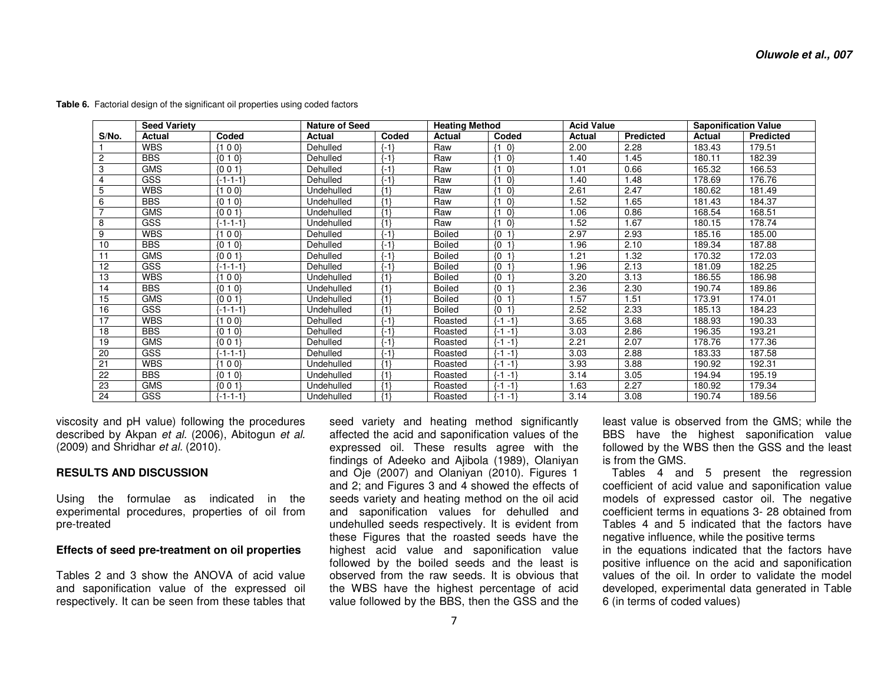**Table 6.** Factorial design of the significant oil properties using coded factors

| S/No. | Seed Variety | | Nature of Seed | | Heating Method | | Acid Value | | Saponification Value | |
|---|---|---|---|---|---|---|---|---|---|---|
| | Actual | Coded | Actual | Coded | Actual | Coded | Actual | Predicted | Actual | Predicted |
| 1 | WBS | {1 0 0} | Dehulled | {-1} | Raw | {1 0} | 2.00 | 2.28 | 183.43 | 179.51 |
| 2 | BBS | {0 1 0} | Dehulled | {-1} | Raw | {1 0} | 1.40 | 1.45 | 180.11 | 182.39 |
| 3 | GMS | {0 0 1} | Dehulled | {-1} | Raw | {1 0} | 1.01 | 0.66 | 165.32 | 166.53 |
| 4 | GSS | {-1-1-1} | Dehulled | {-1} | Raw | {1 0} | 1.40 | 1.48 | 178.69 | 176.76 |
| 5 | WBS | {1 0 0} | Undehulled | {1} | Raw | {1 0} | 2.61 | 2.47 | 180.62 | 181.49 |
| 6 | BBS | {0 1 0} | Undehulled | {1} | Raw | {1 0} | 1.52 | 1.65 | 181.43 | 184.37 |
| 7 | GMS | {0 0 1} | Undehulled | {1} | Raw | {1 0} | 1.06 | 0.86 | 168.54 | 168.51 |
| 8 | GSS | {-1-1-1} | Undehulled | {1} | Raw | {1 0} | 1.52 | 1.67 | 180.15 | 178.74 |
| 9 | WBS | {1 0 0} | Dehulled | {-1} | Boiled | {0 1} | 2.97 | 2.93 | 185.16 | 185.00 |
| 10 | BBS | {0 1 0} | Dehulled | {-1} | Boiled | {0 1} | 1.96 | 2.10 | 189.34 | 187.88 |
| 11 | GMS | {0 0 1} | Dehulled | {-1} | Boiled | {0 1} | 1.21 | 1.32 | 170.32 | 172.03 |
| 12 | GSS | {-1-1-1} | Dehulled | {-1} | Boiled | {0 1} | 1.96 | 2.13 | 181.09 | 182.25 |
| 13 | WBS | {1 0 0} | Undehulled | {1} | Boiled | {0 1} | 3.20 | 3.13 | 186.55 | 186.98 |
| 14 | BBS | {0 1 0} | Undehulled | {1} | Boiled | {0 1} | 2.36 | 2.30 | 190.74 | 189.86 |
| 15 | GMS | {0 0 1} | Undehulled | {1} | Boiled | {0 1} | 1.57 | 1.51 | 173.91 | 174.01 |
| 16 | GSS | {-1-1-1} | Undehulled | {1} | Boiled | {0 1} | 2.52 | 2.33 | 185.13 | 184.23 |
| 17 | WBS | {1 0 0} | Dehulled | {-1} | Roasted | {-1 -1} | 3.65 | 3.68 | 188.93 | 190.33 |
| 18 | BBS | {0 1 0} | Dehulled | {-1} | Roasted | {-1 -1} | 3.03 | 2.86 | 196.35 | 193.21 |
| 19 | GMS | {0 0 1} | Dehulled | {-1} | Roasted | {-1 -1} | 2.21 | 2.07 | 178.76 | 177.36 |
| 20 | GSS | {-1-1-1} | Dehulled | {-1} | Roasted | {-1 -1} | 3.03 | 2.88 | 183.33 | 187.58 |
| 21 | WBS | {1 0 0} | Undehulled | {1} | Roasted | {-1 -1} | 3.93 | 3.88 | 190.92 | 192.31 |
| 22 | BBS | {0 1 0} | Undehulled | {1} | Roasted | {-1 -1} | 3.14 | 3.05 | 194.94 | 195.19 |
| 23 | GMS | {0 0 1} | Undehulled | {1} | Roasted | {-1 -1} | 1.63 | 2.27 | 180.92 | 179.34 |
| 24 | GSS | {-1-1-1} | Undehulled | {1} | Roasted | {-1 -1} | 3.14 | 3.08 | 190.74 | 189.56 |

viscosity and pH value) following the procedures described by Akpan *et al.* (2006), Abitogun *et al.* (2009) and Shridhar *et al.* (2010).

## RESULTS AND DISCUSSION

Using the formulae as indicated in the experimental procedures, properties of oil from pre-treated

### Effects of seed pre-treatment on oil properties

Tables 2 and 3 show the ANOVA of acid value and saponification value of the expressed oil respectively. It can be seen from these tables that seed variety and heating method significantly affected the acid and saponification values of the expressed oil. These results agree with the findings of Adeeko and Ajibola (1989), Olaniyan and Oje (2007) and Olaniyan (2010). Figures 1 and 2; and Figures 3 and 4 showed the effects of seeds variety and heating method on the oil acid and saponification values for dehulled and undehulled seeds respectively. It is evident from these Figures that the roasted seeds have the highest acid value and saponification value followed by the boiled seeds and the least is observed from the raw seeds. It is obvious that the WBS have the highest percentage of acid value followed by the BBS, then the GSS and the least value is observed from the GMS; while the BBS have the highest saponification value followed by the WBS then the GSS and the least is from the GMS.

Tables 4 and 5 present the regression coefficient of acid value and saponification value models of expressed castor oil. The negative coefficient terms in equations 3- 28 obtained from Tables 4 and 5 indicated that the factors have negative influence, while the positive terms in the equations indicated that the factors have positive influence on the acid and saponification values of the oil. In order to validate the model developed, experimental data generated in Table 6 (in terms of coded values)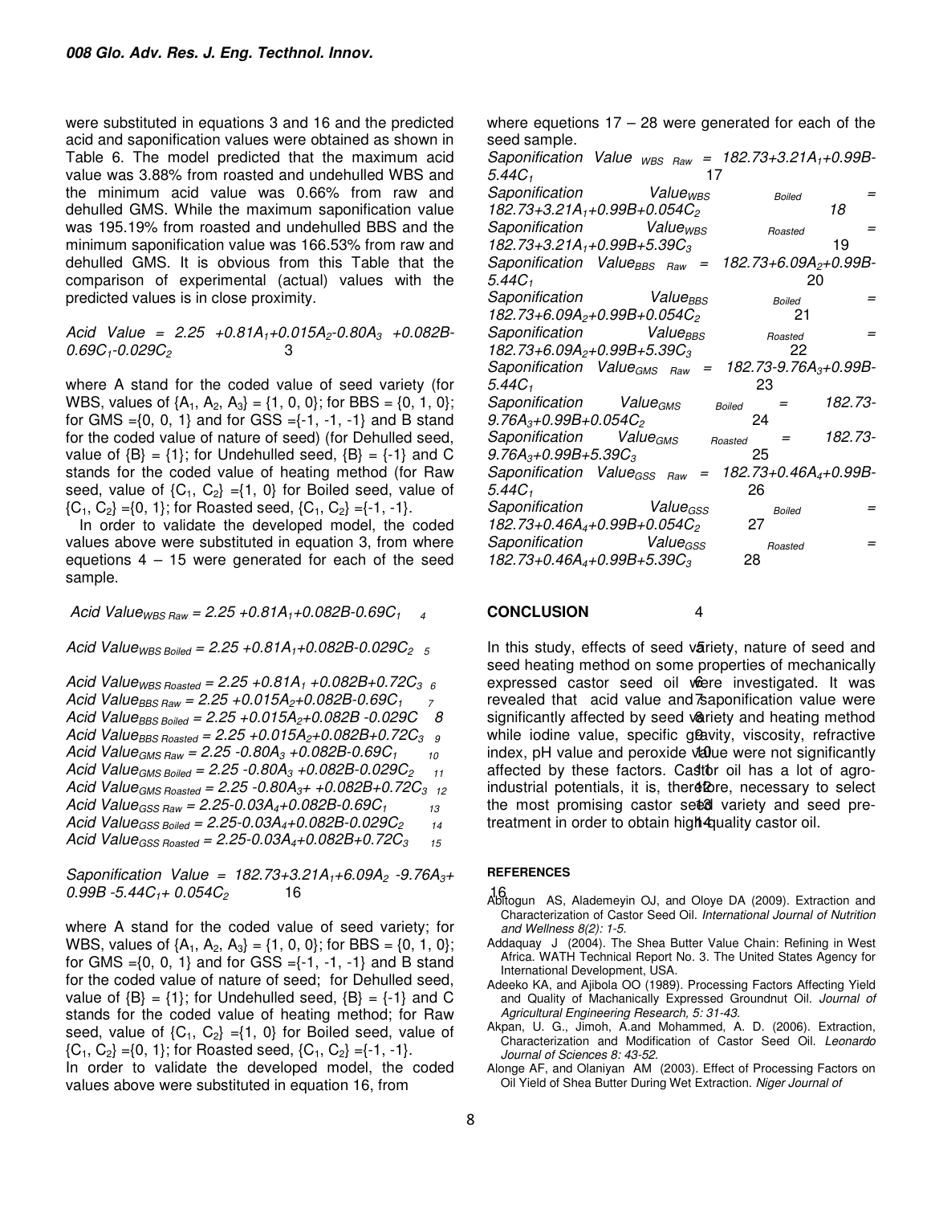were substituted in equations 3 and 16 and the predicted acid and saponification values were obtained as shown in Table 6. The model predicted that the maximum acid value was 3.88% from roasted and undehulled WBS and the minimum acid value was 0.66% from raw and dehulled GMS. While the maximum saponification value was 195.19% from roasted and undehulled BBS and the minimum saponification value was 166.53% from raw and dehulled GMS. It is obvious from this Table that the comparison of experimental (actual) values with the predicted values is in close proximity.

$$Acid\ Value = 2.25 + 0.81A_1 + 0.015A_2 - 0.80A_3 + 0.082B - 0.69C_1 - 0.029C_2 \quad 3$$

where A stand for the coded value of seed variety (for WBS, values of $\{A_1, A_2, A_3\} = \{1, 0, 0\}$; for BBS = $\{0, 1, 0\}$; for GMS = $\{0, 0, 1\}$ and for GSS = $\{-1, -1, -1\}$ and B stand for the coded value of nature of seed) (for Dehulled seed, value of $\{B\} = \{1\}$; for Undehulled seed, $\{B\} = \{-1\}$ and C stands for the coded value of heating method (for Raw seed, value of $\{C_1, C_2\} = \{1, 0\}$ for Boiled seed, value of $\{C_1, C_2\} = \{0, 1\}$; for Roasted seed, $\{C_1, C_2\} = \{-1, -1\}$.

In order to validate the developed model, the coded values above were substituted in equation 3, from where equetions 4 – 15 were generated for each of the seed sample.

$$Acid\ Value_{WBS\ Raw} = 2.25 + 0.81A_1 + 0.082B - 0.69C_1 \quad 4$$

$$Acid\ Value_{WBS\ Boiled} = 2.25 + 0.81A_1 + 0.082B - 0.029C_2 \quad 5$$

$$Acid\ Value_{WBS\ Roasted} = 2.25 + 0.81A_1 + 0.082B + 0.72C_3 \quad 6$$

$$Acid\ Value_{BBS\ Raw} = 2.25 + 0.015A_2 + 0.082B - 0.69C_1 \quad 7$$

$$Acid\ Value_{BBS\ Boiled} = 2.25 + 0.015A_2 + 0.082B - 0.029C \quad 8$$

$$Acid\ Value_{BBS\ Roasted} = 2.25 + 0.015A_2 + 0.082B + 0.72C_3 \quad 9$$

$$Acid\ Value_{GMS\ Raw} = 2.25 - 0.80A_3 + 0.082B - 0.69C_1 \quad 10$$

$$Acid\ Value_{GMS\ Boiled} = 2.25 - 0.80A_3 + 0.082B - 0.029C_2 \quad 11$$

$$Acid\ Value_{GMS\ Roasted} = 2.25 - 0.80A_3 + + 0.082B + 0.72C_3 \quad 12$$

$$Acid\ Value_{GSS\ Raw} = 2.25 - 0.03A_4 + 0.082B - 0.69C_1 \quad 13$$

$$Acid\ Value_{GSS\ Boiled} = 2.25 - 0.03A_4 + 0.082B - 0.029C_2 \quad 14$$

$$Acid\ Value_{GSS\ Roasted} = 2.25 - 0.03A_4 + 0.082B + 0.72C_3 \quad 15$$

$$Saponification\ Value = 182.73 + 3.21A_1 + 6.09A_2 - 9.76A_3 + 0.99B - 5.44C_1 + 0.054C_2 \quad 16$$

where A stand for the coded value of seed variety; for WBS, values of $\{A_1, A_2, A_3\} = \{1, 0, 0\}$; for BBS = $\{0, 1, 0\}$; for GMS = $\{0, 0, 1\}$ and for GSS = $\{-1, -1, -1\}$ and B stand for the coded value of nature of seed; for Dehulled seed, value of $\{B\} = \{1\}$; for Undehulled seed, $\{B\} = \{-1\}$ and C stands for the coded value of heating method; for Raw seed, value of $\{C_1, C_2\} = \{1, 0\}$ for Boiled seed, value of $\{C_1, C_2\} = \{0, 1\}$; for Roasted seed, $\{C_1, C_2\} = \{-1, -1\}$.

In order to validate the developed model, the coded values above were substituted in equation 16, from where equations 17 – 28 were generated for each of the seed sample.

$$Saponification\ Value_{WBS\ Raw} = 182.73 + 3.21A_1 + 0.99B - 5.44C_1 \quad 17$$

$$Saponification\ Value_{WBS\ Boiled} = 182.73 + 3.21A_1 + 0.99B + 0.054C_2 \quad 18$$

$$Saponification\ Value_{WBS\ Roasted} = 182.73 + 3.21A_1 + 0.99B + 5.39C_3 \quad 19$$

$$Saponification\ Value_{BBS\ Raw} = 182.73 + 6.09A_2 + 0.99B - 5.44C_1 \quad 20$$

$$Saponification\ Value_{BBS\ Boiled} = 182.73 + 6.09A_2 + 0.99B + 0.054C_2 \quad 21$$

$$Saponification\ Value_{BBS\ Roasted} = 182.73 + 6.09A_2 + 0.99B + 5.39C_3 \quad 22$$

$$Saponification\ Value_{GMS\ Raw} = 182.73 - 9.76A_3 + 0.99B - 5.44C_1 \quad 23$$

$$Saponification\ Value_{GMS\ Boiled} = 182.73 - 9.76A_3 + 0.99B + 0.054C_2 \quad 24$$

$$Saponification\ Value_{GMS\ Roasted} = 182.73 - 9.76A_3 + 0.99B + 5.39C_3 \quad 25$$

$$Saponification\ Value_{GSS\ Raw} = 182.73 + 0.46A_4 + 0.99B - 5.44C_1 \quad 26$$

$$Saponification\ Value_{GSS\ Boiled} = 182.73 + 0.46A_4 + 0.99B + 0.054C_2 \quad 27$$

$$Saponification\ Value_{GSS\ Roasted} = 182.73 + 0.46A_4 + 0.99B + 5.39C_3 \quad 28$$

## CONCLUSION

In this study, effects of seed variety, nature of seed and seed heating method on some properties of mechanically expressed castor seed oil were investigated. It was revealed that acid value and saponification value were significantly affected by seed variety and heating method while iodine value, specific gravity, viscosity, refractive index, pH value and peroxide value were not significantly affected by these factors. Castor oil has a lot of agro-industrial potentials, it is, therefore, necessary to select the most promising castor seed variety and seed pre-treatment in order to obtain high quality castor oil.

### REFERENCES

Abitogun AS, Alademeyin OJ, and Oloye DA (2009). Extraction and Characterization of Castor Seed Oil. *International Journal of Nutrition and Wellness 8(2): 1-5.*

Addaquay J (2004). The Shea Butter Value Chain: Refining in West Africa. WATH Technical Report No. 3. The United States Agency for International Development, USA.

Adeeko KA, and Ajibola OO (1989). Processing Factors Affecting Yield and Quality of Machanically Expressed Groundnut Oil. *Journal of Agricultural Engineering Research, 5: 31-43.*

Akpan, U. G., Jimoh, A.and Mohammed, A. D. (2006). Extraction, Characterization and Modification of Castor Seed Oil. *Leonardo Journal of Sciences 8: 43-52.*

Alonge AF, and Olaniyan AM (2003). Effect of Processing Factors on Oil Yield of Shea Butter During Wet Extraction. *Niger Journal of*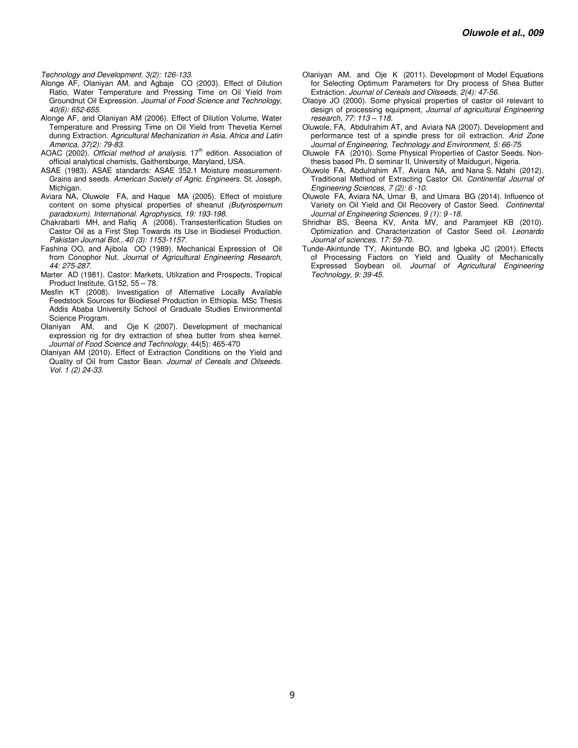*Technology and Development. 3(2): 126-133.*

Alonge AF, Olaniyan AM, and Agbaje CO (2003). Effect of Dilution Ratio, Water Temperature and Pressing Time on Oil Yield from Groundnut Oil Expression. *Journal of Food Science and Technology, 40(6): 652-655.*

Alonge AF, and Olaniyan AM (2006). Effect of Dilution Volume, Water Temperature and Pressing Time on Oil Yield from Thevetia Kernel during Extraction. *Agricultural Mechanization in Asia, Africa and Latin America, 37(2): 79-83.*

AOAC (2002). *Official method of analysis.* 17th edition. Association of official analytical chemists, Gaithersburge, Maryland, USA.

ASAE (1983). ASAE standards: ASAE 352.1 Moisture measurement-Grains and seeds. *American Society of Agric. Engineers.* St. Joseph, Michigan.

Aviara NA, Oluwole FA, and Haque MA (2005). Effect of moisture content on some physical properties of sheanut *(Butyrospernum paradoxum). International. Agrophysics, 19: 193-198.*

Chakrabarti MH, and Rafiq A (2008). Transesterification Studies on Castor Oil as a First Step Towards its Use in Biodiesel Production. *Pakistan Journal Bot., 40 (3): 1153-1157.*

Fashina OO, and Ajibola OO (1989). Mechanical Expression of Oil from Conophor Nut. *Journal of Agricultural Engineering Research, 44: 275-287.*

Marter AD (1981). Castor: Markets, Utilization and Prospects, Tropical Product Institute, G152, 55 – 78.

Mesfin KT (2008). Investigation of Alternative Locally Available Feedstock Sources for Biodiesel Production in Ethiopia. MSc Thesis Addis Ababa University School of Graduate Studies Environmental Science Program.

Olaniyan AM, and Oje K (2007). Development of mechanical expression rig for dry extraction of shea butter from shea kernel. *Journal of Food Science and Technology*, 44(5): 465-470

Olaniyan AM (2010). Effect of Extraction Conditions on the Yield and Quality of Oil from Castor Bean. *Journal of Cereals and Oilseeds. Vol. 1 (2) 24-33.*

Olaniyan AM, and Oje K (2011). Development of Model Equations for Selecting Optimum Parameters for Dry process of Shea Butter Extraction. *Journal of Cereals and Oilseeds, 2(4): 47-56.*

Olaoye JO (2000). Some physical properties of castor oil relevant to design of processing equipment, *Journal of agricultural Engineering research, 77: 113 – 118.*

Oluwole, FA, Abdulrahim AT, and Aviara NA (2007). Development and performance test of a spindle press for oil extraction. *Arid Zone Journal of Engineering, Technology and Environment, 5: 66-75.*

Oluwole FA (2010). Some Physical Properties of Castor Seeds. Non-thesis based Ph. D seminar II, University of Maiduguri, Nigeria.

Oluwole FA, Abdulrahim AT, Aviara NA, and Nana S. Ndahi (2012). Traditional Method of Extracting Castor Oil. *Continental Journal of Engineering Sciences, 7 (2): 6 -10.*

Oluwole FA, Aviara NA, Umar B, and Umara BG (2014). Influence of Variety on Oil Yield and Oil Recovery of Castor Seed. *Continental Journal of Engineering Sciences, 9 (1): 9 -18.*

Shridhar BS, Beena KV, Anita MV, and Paramjeet KB (2010). Optimization and Characterization of Castor Seed oil. *Leonardo Journal of sciences. 17: 59-70.*

Tunde-Akintunde TY, Akintunde BO, and Igbeka JC (2001). Effects of Processing Factors on Yield and Quality of Mechanically Expressed Soybean oil. *Journal of Agricultural Engineering Technology, 9: 39-45.*